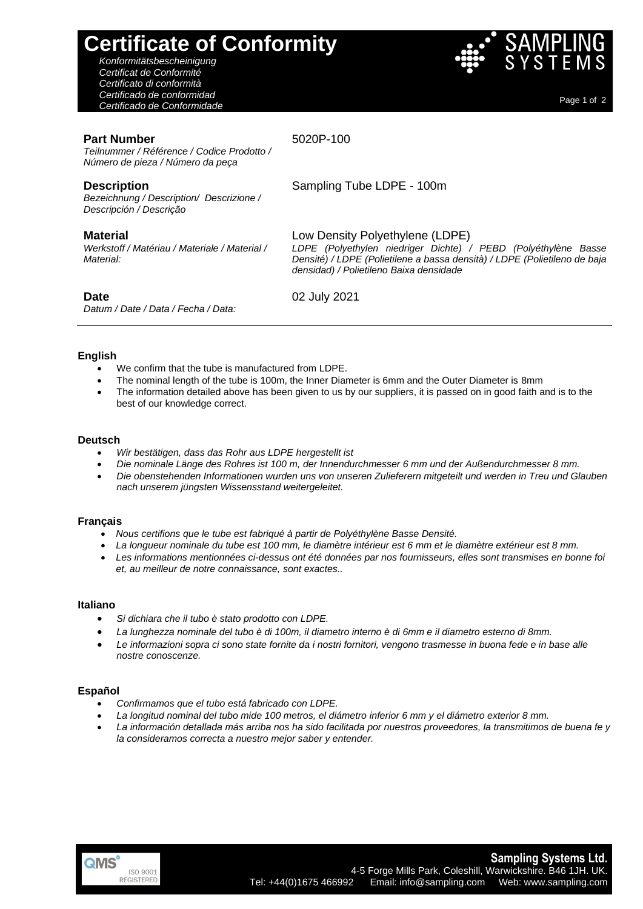# Certificate of Conformity

*Konformitätsbescheinigung*
*Certificat de Conformité*
*Certificato di conformità*
*Certificado de conformidad*
*Certificado de Conformidade*

SAMPLING SYSTEMS

**Part Number**
*Teilnummer / Référence / Codice Prodotto / Número de pieza / Número da peça*

5020P-100

**Description**
*Bezeichnung / Description/ Descrizione / Descripción / Descrição*

Sampling Tube LDPE - 100m

**Material**
*Werkstoff / Matériau / Materiale / Material / Material:*

Low Density Polyethylene (LDPE)
*LDPE (Polyethylen niedriger Dichte) / PEBD (Polyéthylène Basse Densité) / LDPE (Polietilene a bassa densità) / LDPE (Polietileno de baja densidad) / Polietileno Baixa densidade*

**Date**
*Datum / Date / Data / Fecha / Data:*

02 July 2021

---

#### English

- We confirm that the tube is manufactured from LDPE.
- The nominal length of the tube is 100m, the Inner Diameter is 6mm and the Outer Diameter is 8mm
- The information detailed above has been given to us by our suppliers, it is passed on in good faith and is to the best of our knowledge correct.

#### Deutsch

- *Wir bestätigen, dass das Rohr aus LDPE hergestellt ist*
- *Die nominale Länge des Rohres ist 100 m, der Innendurchmesser 6 mm und der Außendurchmesser 8 mm.*
- *Die obenstehenden Informationen wurden uns von unseren Zulieferern mitgeteilt und werden in Treu und Glauben nach unserem jüngsten Wissensstand weitergeleitet.*

#### Français

- *Nous certifions que le tube est fabriqué à partir de Polyéthylène Basse Densité.*
- *La longueur nominale du tube est 100 mm, le diamètre intérieur est 6 mm et le diamètre extérieur est 8 mm.*
- *Les informations mentionnées ci-dessus ont été données par nos fournisseurs, elles sont transmises en bonne foi et, au meilleur de notre connaissance, sont exactes..*

#### Italiano

- *Si dichiara che il tubo è stato prodotto con LDPE.*
- *La lunghezza nominale del tubo è di 100m, il diametro interno è di 6mm e il diametro esterno di 8mm.*
- *Le informazioni sopra ci sono state fornite da i nostri fornitori, vengono trasmesse in buona fede e in base alle nostre conoscenze.*

#### Español

- *Confirmamos que el tubo está fabricado con LDPE.*
- *La longitud nominal del tubo mide 100 metros, el diámetro inferior 6 mm y el diámetro exterior 8 mm.*
- *La información detallada más arriba nos ha sido facilitada por nuestros proveedores, la transmitimos de buena fe y la consideramos correcta a nuestro mejor saber y entender.*

QMS ISO 9001 REGISTERED

**Sampling Systems Ltd.**
4-5 Forge Mills Park, Coleshill, Warwickshire. B46 1JH. UK.
Tel: +44(0)1675 466992 Email: info@sampling.com Web: www.sampling.com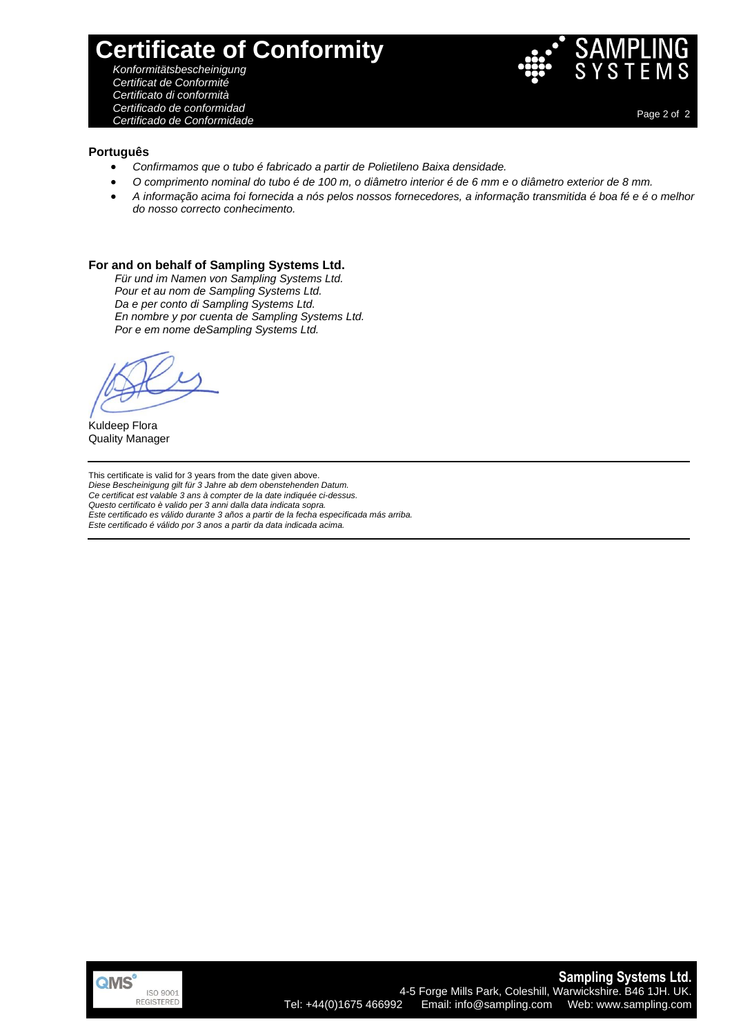**Português**

- *Confirmamos que o tubo é fabricado a partir de Polietileno Baixa densidade.*
- *O comprimento nominal do tubo é de 100 m, o diâmetro interior é de 6 mm e o diâmetro exterior de 8 mm.*
- *A informação acima foi fornecida a nós pelos nossos fornecedores, a informação transmitida é boa fé e é o melhor do nosso correcto conhecimento.*

**For and on behalf of Sampling Systems Ltd.**

*Für und im Namen von Sampling Systems Ltd.*
*Pour et au nom de Sampling Systems Ltd.*
*Da e per conto di Sampling Systems Ltd.*
*En nombre y por cuenta de Sampling Systems Ltd.*
*Por e em nome deSampling Systems Ltd.*

Kuldeep Flora
Quality Manager

---

This certificate is valid for 3 years from the date given above.
*Diese Bescheinigung gilt für 3 Jahre ab dem obenstehenden Datum.*
*Ce certificat est valable 3 ans à compter de la date indiquée ci-dessus.*
*Questo certificato è valido per 3 anni dalla data indicata sopra.*
*Este certificado es válido durante 3 años a partir de la fecha especificada más arriba.*
*Este certificado é válido por 3 anos a partir da data indicada acima.*

---

QMS ISO 9001 REGISTERED

**Sampling Systems Ltd.**
4-5 Forge Mills Park, Coleshill, Warwickshire. B46 1JH. UK.
Tel: +44(0)1675 466992 Email: info@sampling.com Web: www.sampling.com